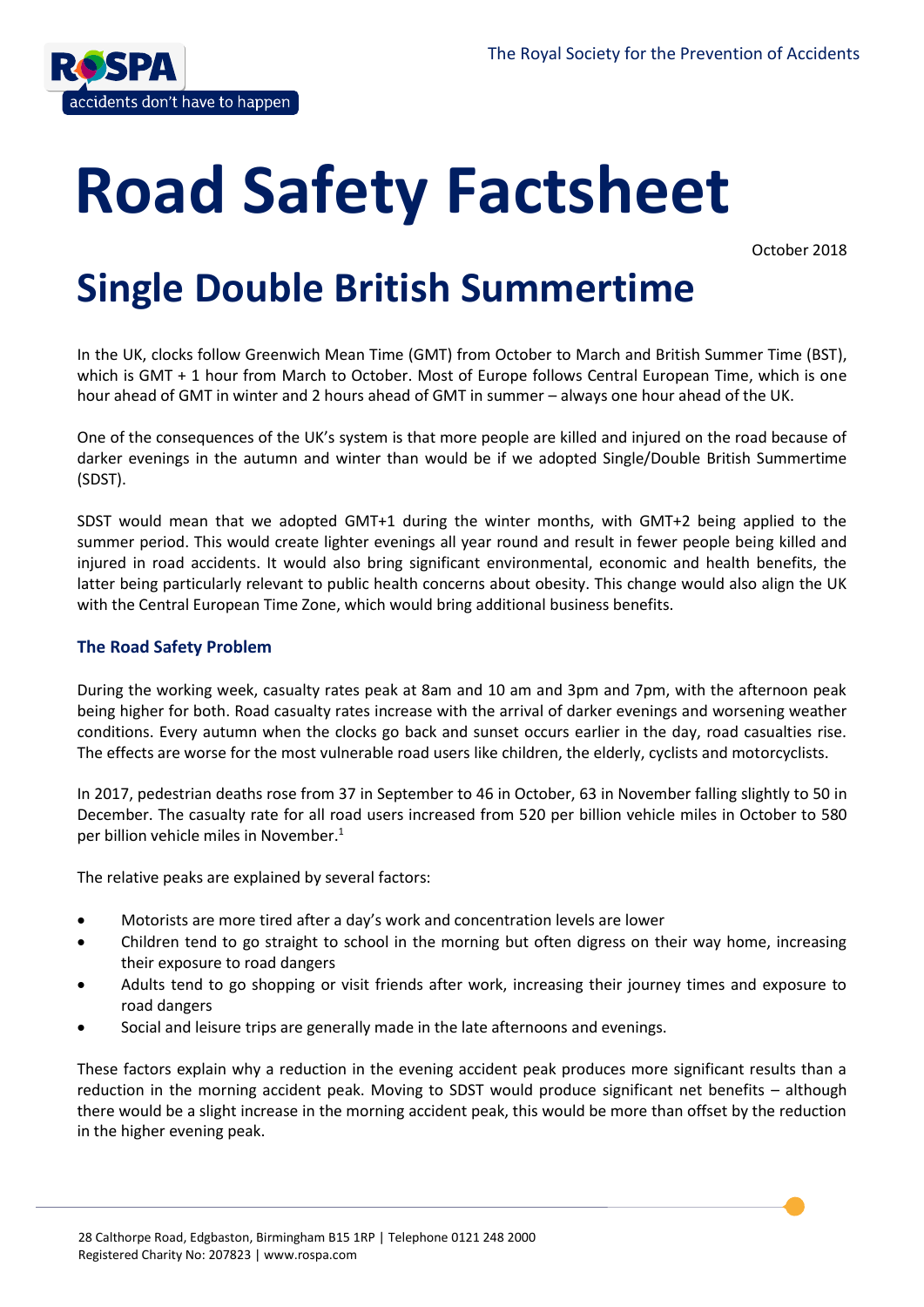The Royal Society for the Prevention of Accidents

# Road Safety Factsheet

October 2018

# Single Double British Summertime

In the UK, clocks follow Greenwich Mean Time (GMT) from October to March and British Summer Time (BST), which is GMT + 1 hour from March to October. Most of Europe follows Central European Time, which is one hour ahead of GMT in winter and 2 hours ahead of GMT in summer – always one hour ahead of the UK.

One of the consequences of the UK's system is that more people are killed and injured on the road because of darker evenings in the autumn and winter than would be if we adopted Single/Double British Summertime (SDST).

SDST would mean that we adopted GMT+1 during the winter months, with GMT+2 being applied to the summer period. This would create lighter evenings all year round and result in fewer people being killed and injured in road accidents. It would also bring significant environmental, economic and health benefits, the latter being particularly relevant to public health concerns about obesity. This change would also align the UK with the Central European Time Zone, which would bring additional business benefits.

### The Road Safety Problem

During the working week, casualty rates peak at 8am and 10 am and 3pm and 7pm, with the afternoon peak being higher for both. Road casualty rates increase with the arrival of darker evenings and worsening weather conditions. Every autumn when the clocks go back and sunset occurs earlier in the day, road casualties rise. The effects are worse for the most vulnerable road users like children, the elderly, cyclists and motorcyclists.

In 2017, pedestrian deaths rose from 37 in September to 46 in October, 63 in November falling slightly to 50 in December. The casualty rate for all road users increased from 520 per billion vehicle miles in October to 580 per billion vehicle miles in November.[1]

The relative peaks are explained by several factors:

- Motorists are more tired after a day's work and concentration levels are lower
- Children tend to go straight to school in the morning but often digress on their way home, increasing their exposure to road dangers
- Adults tend to go shopping or visit friends after work, increasing their journey times and exposure to road dangers
- Social and leisure trips are generally made in the late afternoons and evenings.

These factors explain why a reduction in the evening accident peak produces more significant results than a reduction in the morning accident peak. Moving to SDST would produce significant net benefits – although there would be a slight increase in the morning accident peak, this would be more than offset by the reduction in the higher evening peak.

28 Calthorpe Road, Edgbaston, Birmingham B15 1RP | Telephone 0121 248 2000
Registered Charity No: 207823 | www.rospa.com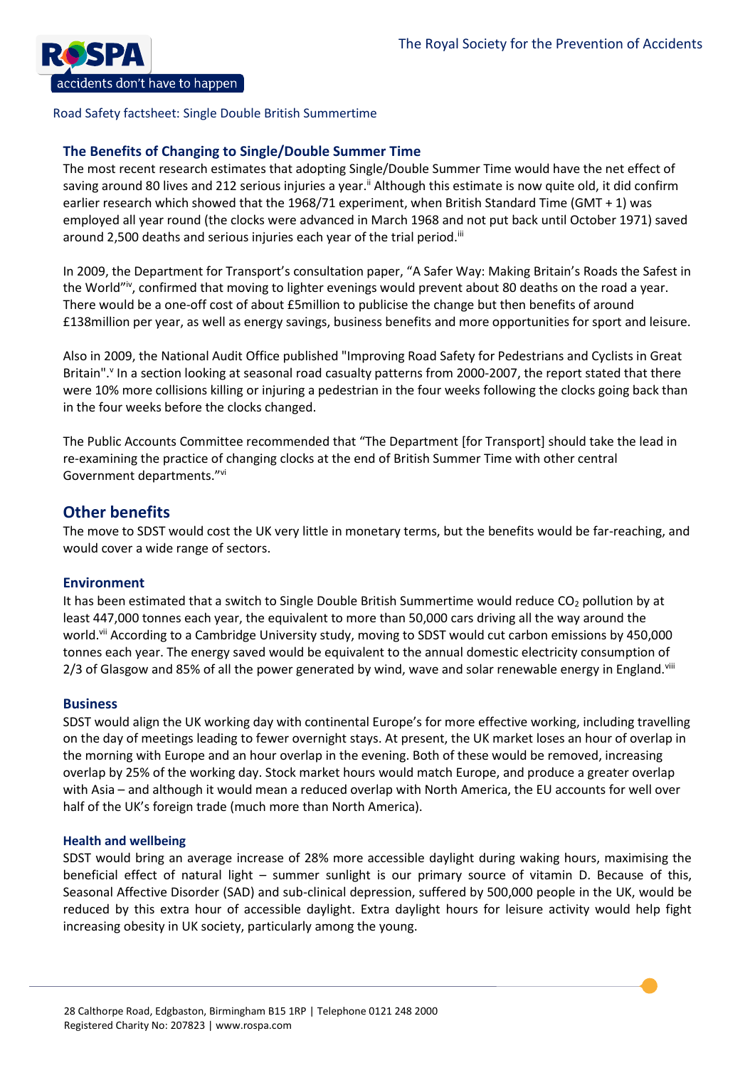## The Benefits of Changing to Single/Double Summer Time

The most recent research estimates that adopting Single/Double Summer Time would have the net effect of saving around 80 lives and 212 serious injuries a year.[ii] Although this estimate is now quite old, it did confirm earlier research which showed that the 1968/71 experiment, when British Standard Time (GMT + 1) was employed all year round (the clocks were advanced in March 1968 and not put back until October 1971) saved around 2,500 deaths and serious injuries each year of the trial period.[iii]

In 2009, the Department for Transport's consultation paper, "A Safer Way: Making Britain's Roads the Safest in the World"[iv], confirmed that moving to lighter evenings would prevent about 80 deaths on the road a year. There would be a one-off cost of about £5million to publicise the change but then benefits of around £138million per year, as well as energy savings, business benefits and more opportunities for sport and leisure.

Also in 2009, the National Audit Office published "Improving Road Safety for Pedestrians and Cyclists in Great Britain".[v] In a section looking at seasonal road casualty patterns from 2000-2007, the report stated that there were 10% more collisions killing or injuring a pedestrian in the four weeks following the clocks going back than in the four weeks before the clocks changed.

The Public Accounts Committee recommended that "The Department [for Transport] should take the lead in re-examining the practice of changing clocks at the end of British Summer Time with other central Government departments."[vi]

## Other benefits

The move to SDST would cost the UK very little in monetary terms, but the benefits would be far-reaching, and would cover a wide range of sectors.

### Environment

It has been estimated that a switch to Single Double British Summertime would reduce $CO_2$ pollution by at least 447,000 tonnes each year, the equivalent to more than 50,000 cars driving all the way around the world.[vii] According to a Cambridge University study, moving to SDST would cut carbon emissions by 450,000 tonnes each year. The energy saved would be equivalent to the annual domestic electricity consumption of 2/3 of Glasgow and 85% of all the power generated by wind, wave and solar renewable energy in England.[viii]

### Business

SDST would align the UK working day with continental Europe's for more effective working, including travelling on the day of meetings leading to fewer overnight stays. At present, the UK market loses an hour of overlap in the morning with Europe and an hour overlap in the evening. Both of these would be removed, increasing overlap by 25% of the working day. Stock market hours would match Europe, and produce a greater overlap with Asia – and although it would mean a reduced overlap with North America, the EU accounts for well over half of the UK's foreign trade (much more than North America).

### Health and wellbeing

SDST would bring an average increase of 28% more accessible daylight during waking hours, maximising the beneficial effect of natural light – summer sunlight is our primary source of vitamin D. Because of this, Seasonal Affective Disorder (SAD) and sub-clinical depression, suffered by 500,000 people in the UK, would be reduced by this extra hour of accessible daylight. Extra daylight hours for leisure activity would help fight increasing obesity in UK society, particularly among the young.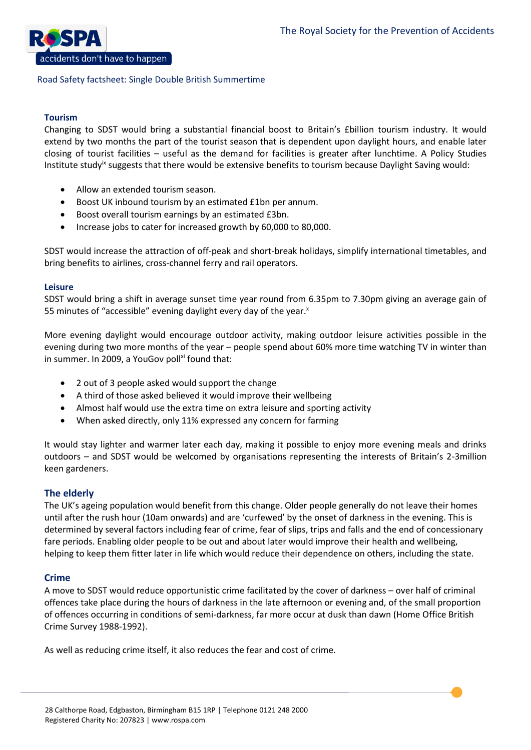#### Tourism

Changing to SDST would bring a substantial financial boost to Britain's £billion tourism industry. It would extend by two months the part of the tourist season that is dependent upon daylight hours, and enable later closing of tourist facilities – useful as the demand for facilities is greater after lunchtime. A Policy Studies Institute study[ix] suggests that there would be extensive benefits to tourism because Daylight Saving would:

- Allow an extended tourism season.
- Boost UK inbound tourism by an estimated £1bn per annum.
- Boost overall tourism earnings by an estimated £3bn.
- Increase jobs to cater for increased growth by 60,000 to 80,000.

SDST would increase the attraction of off-peak and short-break holidays, simplify international timetables, and bring benefits to airlines, cross-channel ferry and rail operators.

#### Leisure

SDST would bring a shift in average sunset time year round from 6.35pm to 7.30pm giving an average gain of 55 minutes of "accessible" evening daylight every day of the year.[x]

More evening daylight would encourage outdoor activity, making outdoor leisure activities possible in the evening during two more months of the year – people spend about 60% more time watching TV in winter than in summer. In 2009, a YouGov poll[xi] found that:

- 2 out of 3 people asked would support the change
- A third of those asked believed it would improve their wellbeing
- Almost half would use the extra time on extra leisure and sporting activity
- When asked directly, only 11% expressed any concern for farming

It would stay lighter and warmer later each day, making it possible to enjoy more evening meals and drinks outdoors – and SDST would be welcomed by organisations representing the interests of Britain's 2-3million keen gardeners.

#### The elderly

The UK's ageing population would benefit from this change. Older people generally do not leave their homes until after the rush hour (10am onwards) and are 'curfewed' by the onset of darkness in the evening. This is determined by several factors including fear of crime, fear of slips, trips and falls and the end of concessionary fare periods. Enabling older people to be out and about later would improve their health and wellbeing, helping to keep them fitter later in life which would reduce their dependence on others, including the state.

#### Crime

A move to SDST would reduce opportunistic crime facilitated by the cover of darkness – over half of criminal offences take place during the hours of darkness in the late afternoon or evening and, of the small proportion of offences occurring in conditions of semi-darkness, far more occur at dusk than dawn (Home Office British Crime Survey 1988-1992).

As well as reducing crime itself, it also reduces the fear and cost of crime.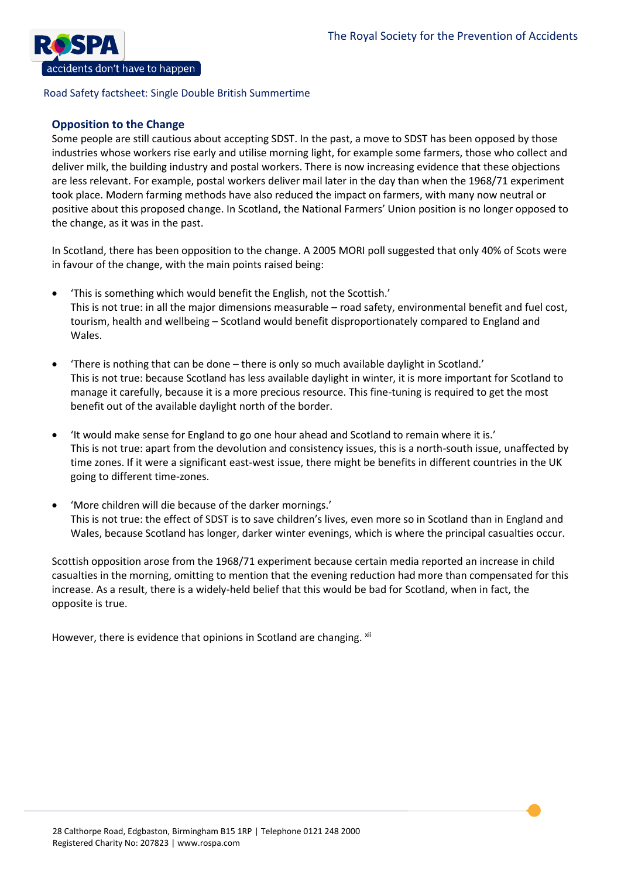Road Safety factsheet: Single Double British Summertime

## Opposition to the Change

Some people are still cautious about accepting SDST. In the past, a move to SDST has been opposed by those industries whose workers rise early and utilise morning light, for example some farmers, those who collect and deliver milk, the building industry and postal workers. There is now increasing evidence that these objections are less relevant. For example, postal workers deliver mail later in the day than when the 1968/71 experiment took place. Modern farming methods have also reduced the impact on farmers, with many now neutral or positive about this proposed change. In Scotland, the National Farmers' Union position is no longer opposed to the change, as it was in the past.

In Scotland, there has been opposition to the change. A 2005 MORI poll suggested that only 40% of Scots were in favour of the change, with the main points raised being:

- 'This is something which would benefit the English, not the Scottish.'
  This is not true: in all the major dimensions measurable – road safety, environmental benefit and fuel cost, tourism, health and wellbeing – Scotland would benefit disproportionately compared to England and Wales.

- 'There is nothing that can be done – there is only so much available daylight in Scotland.'
  This is not true: because Scotland has less available daylight in winter, it is more important for Scotland to manage it carefully, because it is a more precious resource. This fine-tuning is required to get the most benefit out of the available daylight north of the border.

- 'It would make sense for England to go one hour ahead and Scotland to remain where it is.'
  This is not true: apart from the devolution and consistency issues, this is a north-south issue, unaffected by time zones. If it were a significant east-west issue, there might be benefits in different countries in the UK going to different time-zones.

- 'More children will die because of the darker mornings.'
  This is not true: the effect of SDST is to save children's lives, even more so in Scotland than in England and Wales, because Scotland has longer, darker winter evenings, which is where the principal casualties occur.

Scottish opposition arose from the 1968/71 experiment because certain media reported an increase in child casualties in the morning, omitting to mention that the evening reduction had more than compensated for this increase. As a result, there is a widely-held belief that this would be bad for Scotland, when in fact, the opposite is true.

However, there is evidence that opinions in Scotland are changing. [xii]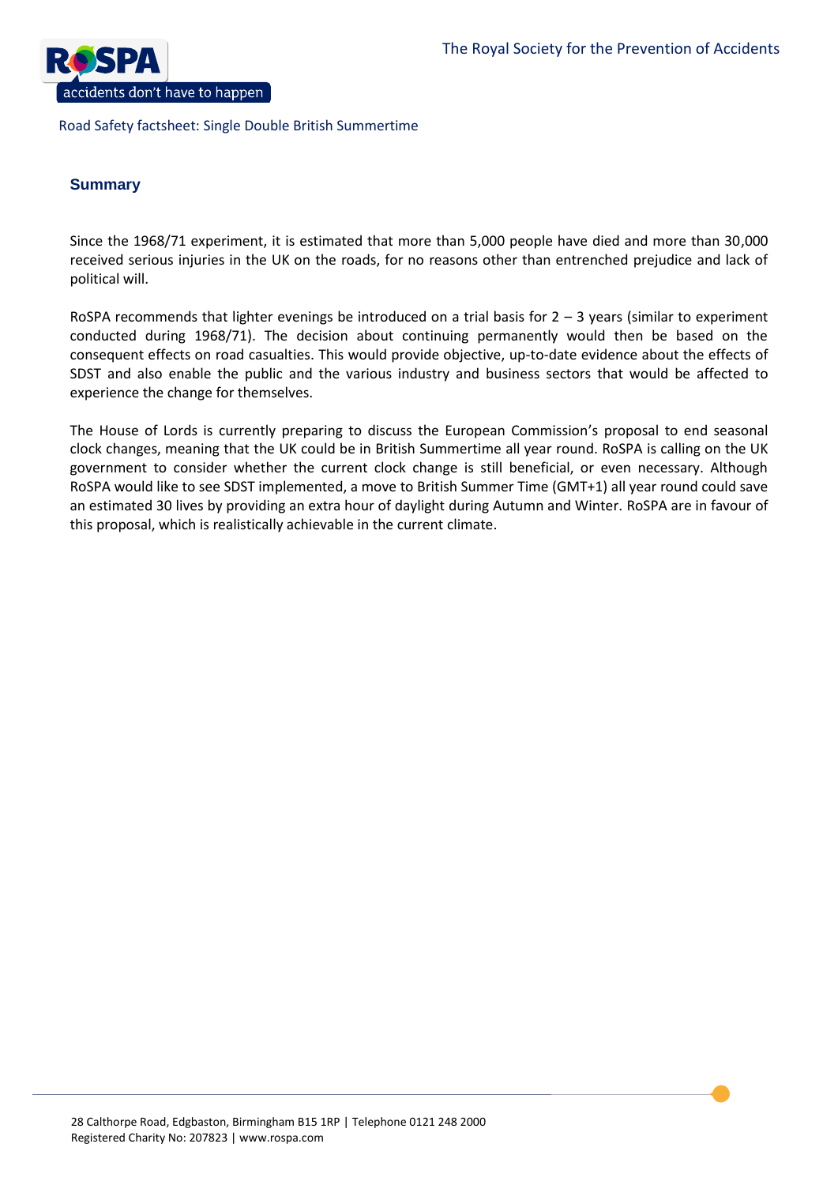## Summary

Since the 1968/71 experiment, it is estimated that more than 5,000 people have died and more than 30,000 received serious injuries in the UK on the roads, for no reasons other than entrenched prejudice and lack of political will.

RoSPA recommends that lighter evenings be introduced on a trial basis for 2 – 3 years (similar to experiment conducted during 1968/71). The decision about continuing permanently would then be based on the consequent effects on road casualties. This would provide objective, up-to-date evidence about the effects of SDST and also enable the public and the various industry and business sectors that would be affected to experience the change for themselves.

The House of Lords is currently preparing to discuss the European Commission's proposal to end seasonal clock changes, meaning that the UK could be in British Summertime all year round. RoSPA is calling on the UK government to consider whether the current clock change is still beneficial, or even necessary. Although RoSPA would like to see SDST implemented, a move to British Summer Time (GMT+1) all year round could save an estimated 30 lives by providing an extra hour of daylight during Autumn and Winter. RoSPA are in favour of this proposal, which is realistically achievable in the current climate.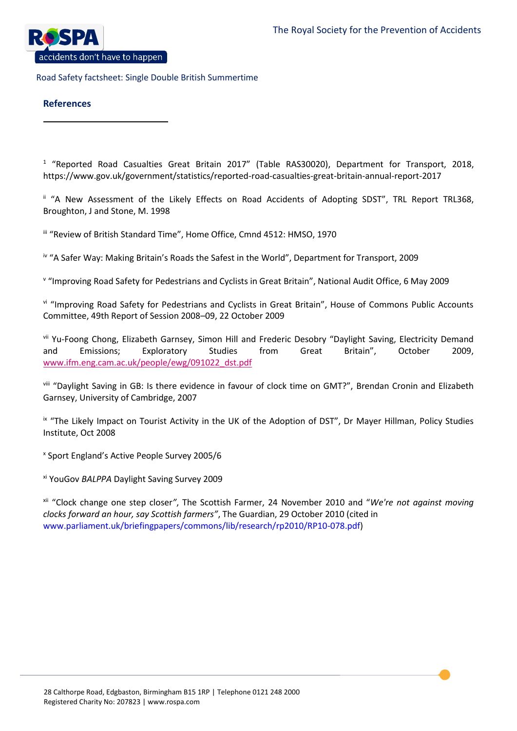Road Safety factsheet: Single Double British Summertime

## References

[1] "Reported Road Casualties Great Britain 2017" (Table RAS30020), Department for Transport, 2018, https://www.gov.uk/government/statistics/reported-road-casualties-great-britain-annual-report-2017

[ii] "A New Assessment of the Likely Effects on Road Accidents of Adopting SDST", TRL Report TRL368, Broughton, J and Stone, M. 1998

[iii] "Review of British Standard Time", Home Office, Cmnd 4512: HMSO, 1970

[iv] "A Safer Way: Making Britain's Roads the Safest in the World", Department for Transport, 2009

[v] "Improving Road Safety for Pedestrians and Cyclists in Great Britain", National Audit Office, 6 May 2009

[vi] "Improving Road Safety for Pedestrians and Cyclists in Great Britain", House of Commons Public Accounts Committee, 49th Report of Session 2008–09, 22 October 2009

[vii] Yu-Foong Chong, Elizabeth Garnsey, Simon Hill and Frederic Desobry "Daylight Saving, Electricity Demand and Emissions; Exploratory Studies from Great Britain", October 2009, www.ifm.eng.cam.ac.uk/people/ewg/091022_dst.pdf

[viii] "Daylight Saving in GB: Is there evidence in favour of clock time on GMT?", Brendan Cronin and Elizabeth Garnsey, University of Cambridge, 2007

[ix] "The Likely Impact on Tourist Activity in the UK of the Adoption of DST", Dr Mayer Hillman, Policy Studies Institute, Oct 2008

[x] Sport England's Active People Survey 2005/6

[xi] YouGov *BALPPA* Daylight Saving Survey 2009

[xii] "Clock change one step closer*"*, The Scottish Farmer, 24 November 2010 and "*We're not against moving clocks forward an hour, say Scottish farmers"*, The Guardian, 29 October 2010 (cited in www.parliament.uk/briefingpapers/commons/lib/research/rp2010/RP10-078.pdf)

28 Calthorpe Road, Edgbaston, Birmingham B15 1RP | Telephone 0121 248 2000
Registered Charity No: 207823 | www.rospa.com